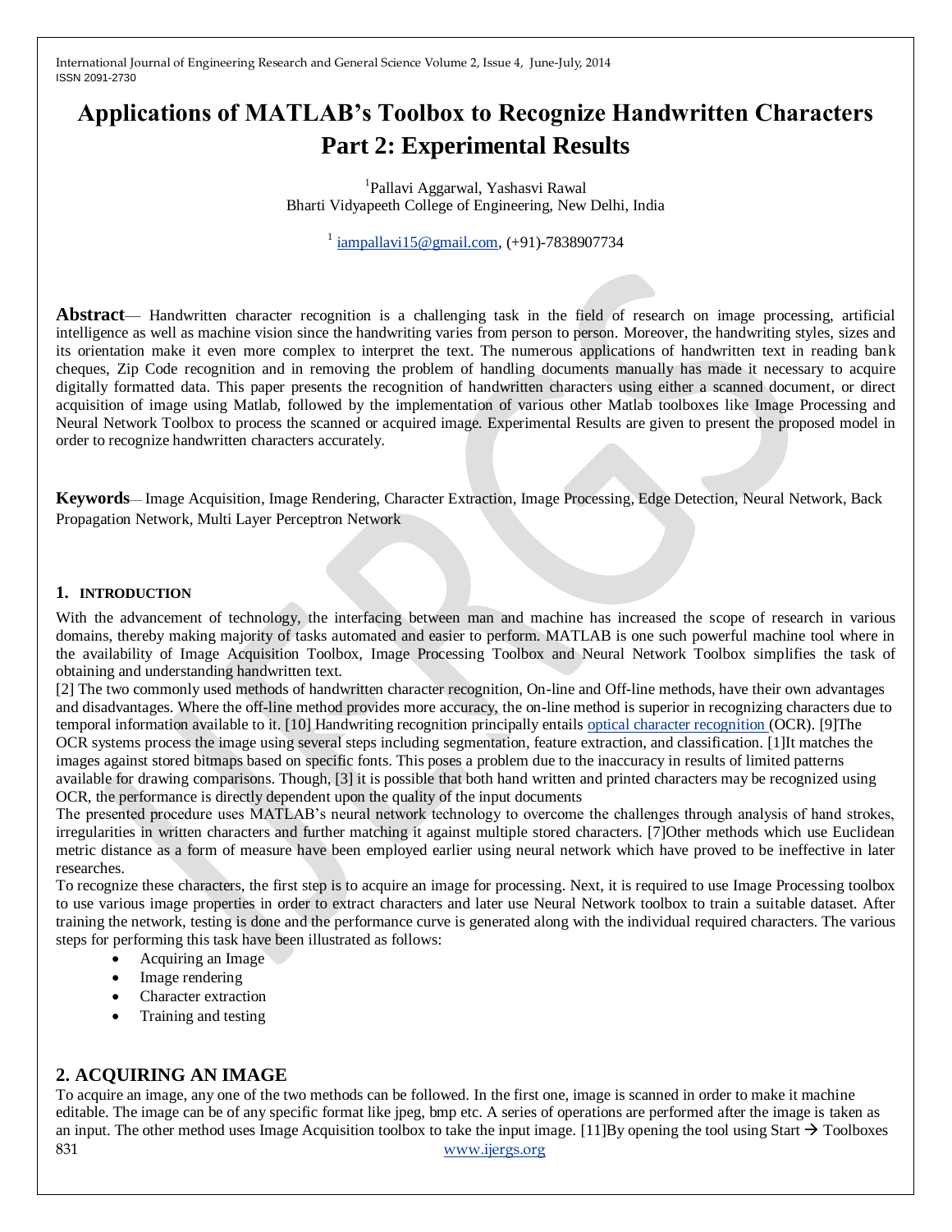# Applications of MATLAB's Toolbox to Recognize Handwritten Characters Part 2: Experimental Results

[1]Pallavi Aggarwal, Yashasvi Rawal
Bharti Vidyapeeth College of Engineering, New Delhi, India

[1] iampallavi15@gmail.com, (+91)-7838907734

**Abstract**— Handwritten character recognition is a challenging task in the field of research on image processing, artificial intelligence as well as machine vision since the handwriting varies from person to person. Moreover, the handwriting styles, sizes and its orientation make it even more complex to interpret the text. The numerous applications of handwritten text in reading bank cheques, Zip Code recognition and in removing the problem of handling documents manually has made it necessary to acquire digitally formatted data. This paper presents the recognition of handwritten characters using either a scanned document, or direct acquisition of image using Matlab, followed by the implementation of various other Matlab toolboxes like Image Processing and Neural Network Toolbox to process the scanned or acquired image. Experimental Results are given to present the proposed model in order to recognize handwritten characters accurately.

**Keywords**— Image Acquisition, Image Rendering, Character Extraction, Image Processing, Edge Detection, Neural Network, Back Propagation Network, Multi Layer Perceptron Network

## 1. INTRODUCTION

With the advancement of technology, the interfacing between man and machine has increased the scope of research in various domains, thereby making majority of tasks automated and easier to perform. MATLAB is one such powerful machine tool where in the availability of Image Acquisition Toolbox, Image Processing Toolbox and Neural Network Toolbox simplifies the task of obtaining and understanding handwritten text.

[2] The two commonly used methods of handwritten character recognition, On-line and Off-line methods, have their own advantages and disadvantages. Where the off-line method provides more accuracy, the on-line method is superior in recognizing characters due to temporal information available to it. [10] Handwriting recognition principally entails optical character recognition (OCR). [9]The OCR systems process the image using several steps including segmentation, feature extraction, and classification. [1]It matches the images against stored bitmaps based on specific fonts. This poses a problem due to the inaccuracy in results of limited patterns available for drawing comparisons. Though, [3] it is possible that both hand written and printed characters may be recognized using OCR, the performance is directly dependent upon the quality of the input documents

The presented procedure uses MATLAB's neural network technology to overcome the challenges through analysis of hand strokes, irregularities in written characters and further matching it against multiple stored characters. [7]Other methods which use Euclidean metric distance as a form of measure have been employed earlier using neural network which have proved to be ineffective in later researches.

To recognize these characters, the first step is to acquire an image for processing. Next, it is required to use Image Processing toolbox to use various image properties in order to extract characters and later use Neural Network toolbox to train a suitable dataset. After training the network, testing is done and the performance curve is generated along with the individual required characters. The various steps for performing this task have been illustrated as follows:

- Acquiring an Image
- Image rendering
- Character extraction
- Training and testing

## 2. ACQUIRING AN IMAGE

To acquire an image, any one of the two methods can be followed. In the first one, image is scanned in order to make it machine editable. The image can be of any specific format like jpeg, bmp etc. A series of operations are performed after the image is taken as an input. The other method uses Image Acquisition toolbox to take the input image. [11]By opening the tool using Start → Toolboxes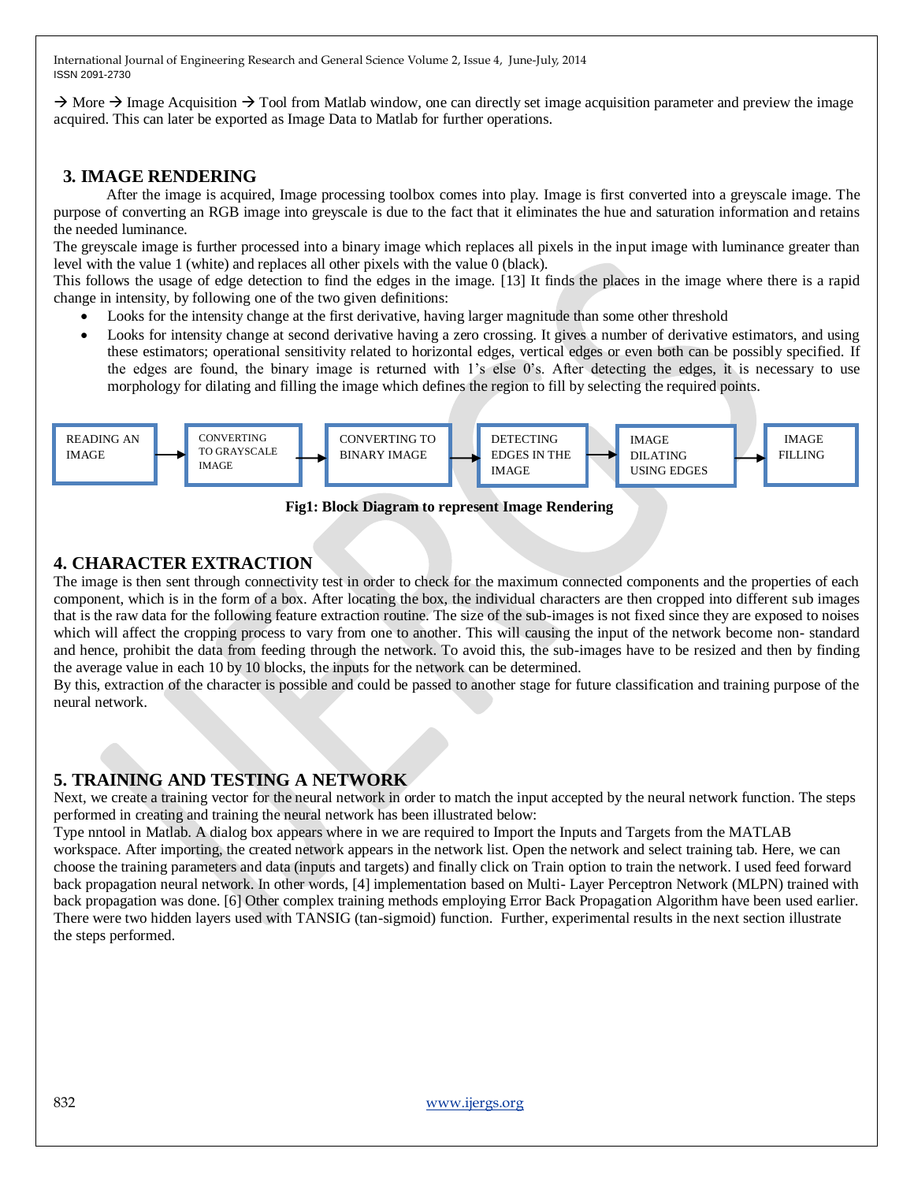→ More → Image Acquisition → Tool from Matlab window, one can directly set image acquisition parameter and preview the image acquired. This can later be exported as Image Data to Matlab for further operations.

## 3. IMAGE RENDERING

After the image is acquired, Image processing toolbox comes into play. Image is first converted into a greyscale image. The purpose of converting an RGB image into greyscale is due to the fact that it eliminates the hue and saturation information and retains the needed luminance.

The greyscale image is further processed into a binary image which replaces all pixels in the input image with luminance greater than level with the value 1 (white) and replaces all other pixels with the value 0 (black).

This follows the usage of edge detection to find the edges in the image. [13] It finds the places in the image where there is a rapid change in intensity, by following one of the two given definitions:

- Looks for the intensity change at the first derivative, having larger magnitude than some other threshold
- Looks for intensity change at second derivative having a zero crossing. It gives a number of derivative estimators, and using these estimators; operational sensitivity related to horizontal edges, vertical edges or even both can be possibly specified. If the edges are found, the binary image is returned with 1's else 0's. After detecting the edges, it is necessary to use morphology for dilating and filling the image which defines the region to fill by selecting the required points.

READING AN IMAGE → CONVERTING TO GRAYSCALE IMAGE → CONVERTING TO BINARY IMAGE → DETECTING EDGES IN THE IMAGE → IMAGE DILATING USING EDGES → IMAGE FILLING

**Fig1: Block Diagram to represent Image Rendering**

## 4. CHARACTER EXTRACTION

The image is then sent through connectivity test in order to check for the maximum connected components and the properties of each component, which is in the form of a box. After locating the box, the individual characters are then cropped into different sub images that is the raw data for the following feature extraction routine. The size of the sub-images is not fixed since they are exposed to noises which will affect the cropping process to vary from one to another. This will causing the input of the network become non- standard and hence, prohibit the data from feeding through the network. To avoid this, the sub-images have to be resized and then by finding the average value in each 10 by 10 blocks, the inputs for the network can be determined.

By this, extraction of the character is possible and could be passed to another stage for future classification and training purpose of the neural network.

## 5. TRAINING AND TESTING A NETWORK

Next, we create a training vector for the neural network in order to match the input accepted by the neural network function. The steps performed in creating and training the neural network has been illustrated below:

Type nntool in Matlab. A dialog box appears where in we are required to Import the Inputs and Targets from the MATLAB workspace. After importing, the created network appears in the network list. Open the network and select training tab. Here, we can choose the training parameters and data (inputs and targets) and finally click on Train option to train the network. I used feed forward back propagation neural network. In other words, [4] implementation based on Multi- Layer Perceptron Network (MLPN) trained with back propagation was done. [6] Other complex training methods employing Error Back Propagation Algorithm have been used earlier. There were two hidden layers used with TANSIG (tan-sigmoid) function. Further, experimental results in the next section illustrate the steps performed.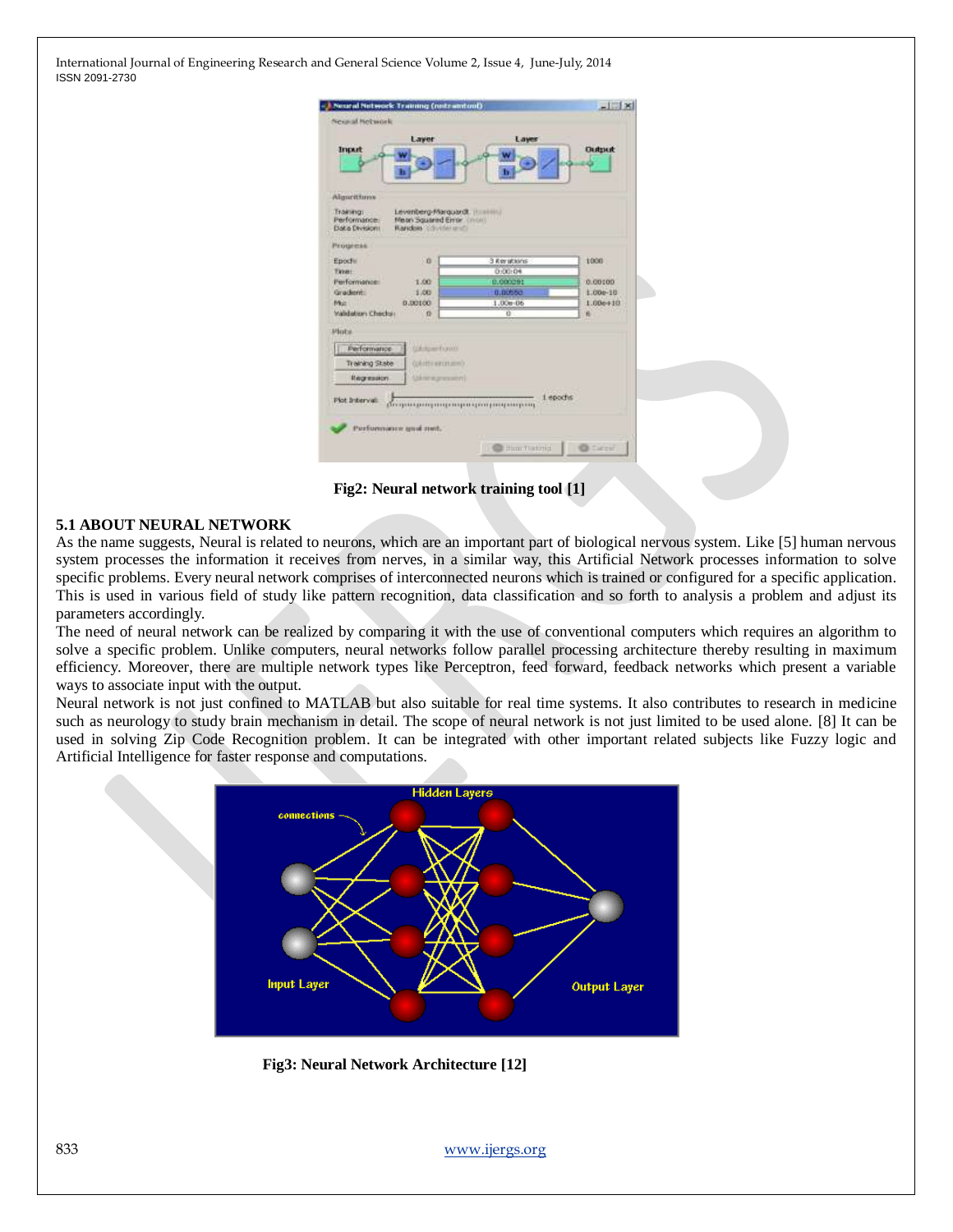Fig2: Neural network training tool [1]

### 5.1 ABOUT NEURAL NETWORK

As the name suggests, Neural is related to neurons, which are an important part of biological nervous system. Like [5] human nervous system processes the information it receives from nerves, in a similar way, this Artificial Network processes information to solve specific problems. Every neural network comprises of interconnected neurons which is trained or configured for a specific application. This is used in various field of study like pattern recognition, data classification and so forth to analysis a problem and adjust its parameters accordingly.

The need of neural network can be realized by comparing it with the use of conventional computers which requires an algorithm to solve a specific problem. Unlike computers, neural networks follow parallel processing architecture thereby resulting in maximum efficiency. Moreover, there are multiple network types like Perceptron, feed forward, feedback networks which present a variable ways to associate input with the output.

Neural network is not just confined to MATLAB but also suitable for real time systems. It also contributes to research in medicine such as neurology to study brain mechanism in detail. The scope of neural network is not just limited to be used alone. [8] It can be used in solving Zip Code Recognition problem. It can be integrated with other important related subjects like Fuzzy logic and Artificial Intelligence for faster response and computations.

Fig3: Neural Network Architecture [12]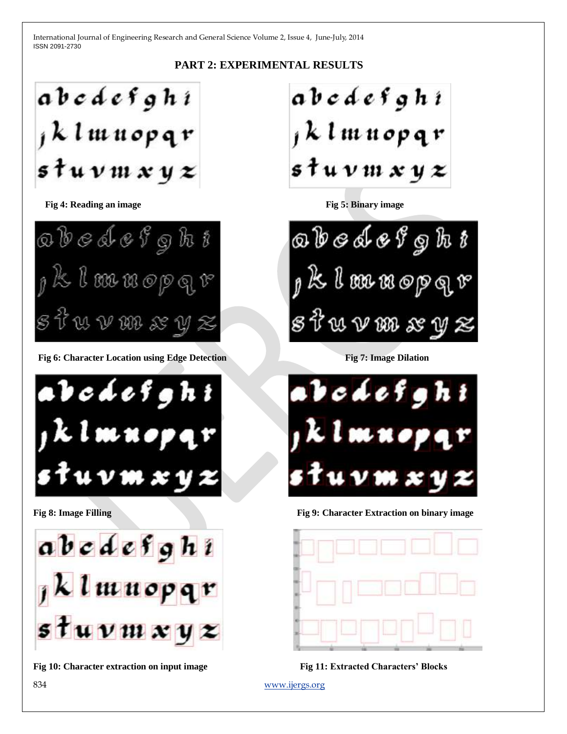## PART 2: EXPERIMENTAL RESULTS

Fig 4: Reading an image

Fig 5: Binary image

Fig 6: Character Location using Edge Detection

Fig 7: Image Dilation

Fig 8: Image Filling

Fig 9: Character Extraction on binary image

Fig 10: Character extraction on input image

Fig 11: Extracted Characters' Blocks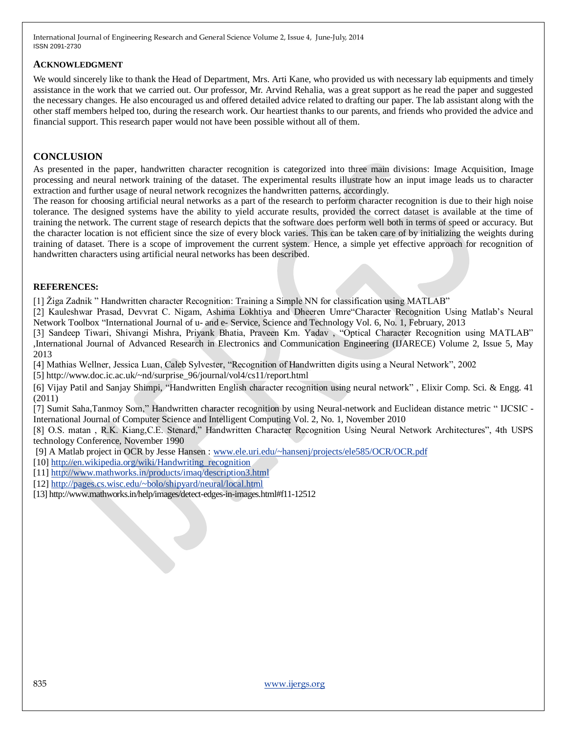## ACKNOWLEDGMENT

We would sincerely like to thank the Head of Department, Mrs. Arti Kane, who provided us with necessary lab equipments and timely assistance in the work that we carried out. Our professor, Mr. Arvind Rehalia, was a great support as he read the paper and suggested the necessary changes. He also encouraged us and offered detailed advice related to drafting our paper. The lab assistant along with the other staff members helped too, during the research work. Our heartiest thanks to our parents, and friends who provided the advice and financial support. This research paper would not have been possible without all of them.

## CONCLUSION

As presented in the paper, handwritten character recognition is categorized into three main divisions: Image Acquisition, Image processing and neural network training of the dataset. The experimental results illustrate how an input image leads us to character extraction and further usage of neural network recognizes the handwritten patterns, accordingly.

The reason for choosing artificial neural networks as a part of the research to perform character recognition is due to their high noise tolerance. The designed systems have the ability to yield accurate results, provided the correct dataset is available at the time of training the network. The current stage of research depicts that the software does perform well both in terms of speed or accuracy. But the character location is not efficient since the size of every block varies. This can be taken care of by initializing the weights during training of dataset. There is a scope of improvement the current system. Hence, a simple yet effective approach for recognition of handwritten characters using artificial neural networks has been described.

## REFERENCES:

[1] Žiga Zadnik " Handwritten character Recognition: Training a Simple NN for classification using MATLAB"

[2] Kauleshwar Prasad, Devvrat C. Nigam, Ashima Lokhtiya and Dheeren Umre"Character Recognition Using Matlab's Neural Network Toolbox "International Journal of u- and e- Service, Science and Technology Vol. 6, No. 1, February, 2013

[3] Sandeep Tiwari, Shivangi Mishra, Priyank Bhatia, Praveen Km. Yadav , "Optical Character Recognition using MATLAB" ,International Journal of Advanced Research in Electronics and Communication Engineering (IJARECE) Volume 2, Issue 5, May 2013

[4] Mathias Wellner, Jessica Luan, Caleb Sylvester, "Recognition of Handwritten digits using a Neural Network", 2002

[5] http://www.doc.ic.ac.uk/~nd/surprise_96/journal/vol4/cs11/report.html

[6] Vijay Patil and Sanjay Shimpi, "Handwritten English character recognition using neural network" , Elixir Comp. Sci. & Engg. 41 (2011)

[7] Sumit Saha,Tanmoy Som," Handwritten character recognition by using Neural-network and Euclidean distance metric " IJCSIC - International Journal of Computer Science and Intelligent Computing Vol. 2, No. 1, November 2010

[8] O.S. matan , R.K. Kiang,C.E. Stenard," Handwritten Character Recognition Using Neural Network Architectures", 4th USPS technology Conference, November 1990

[9] A Matlab project in OCR by Jesse Hansen : www.ele.uri.edu/~hansenj/projects/ele585/OCR/OCR.pdf

[10] http://en.wikipedia.org/wiki/Handwriting_recognition

[11] http://www.mathworks.in/products/imaq/description3.html

[12] http://pages.cs.wisc.edu/~bolo/shipyard/neural/local.html

[13] http://www.mathworks.in/help/images/detect-edges-in-images.html#f11-12512